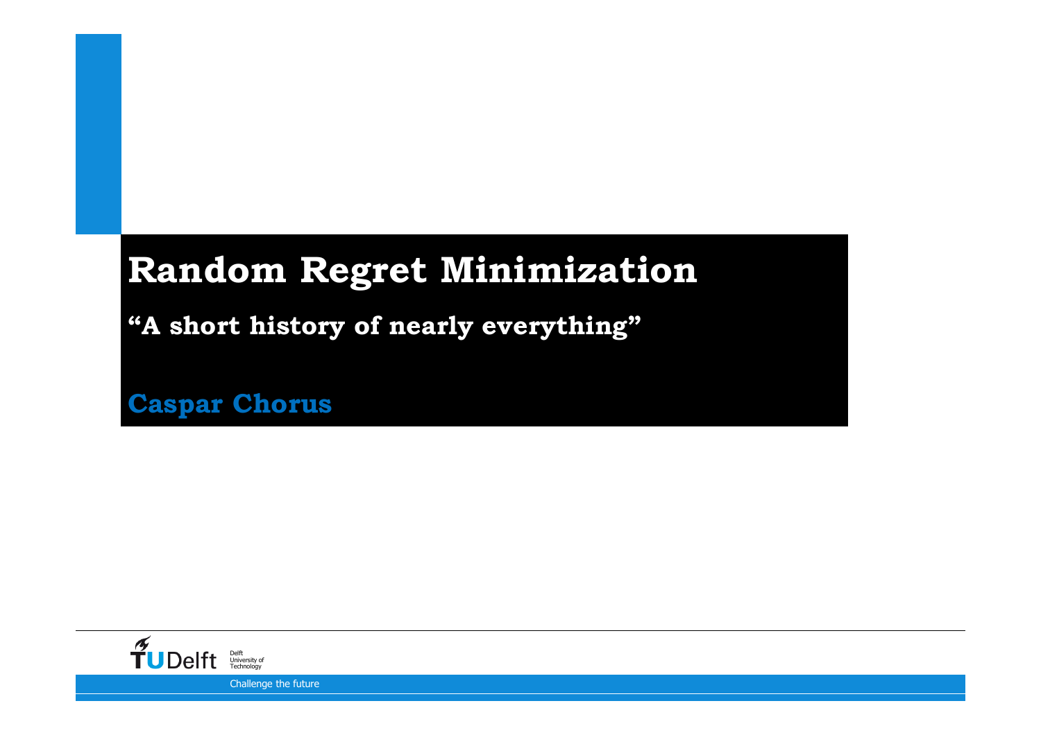# Random Regret Minimization

**"A short history of nearly everything"**

**Caspar Chorus**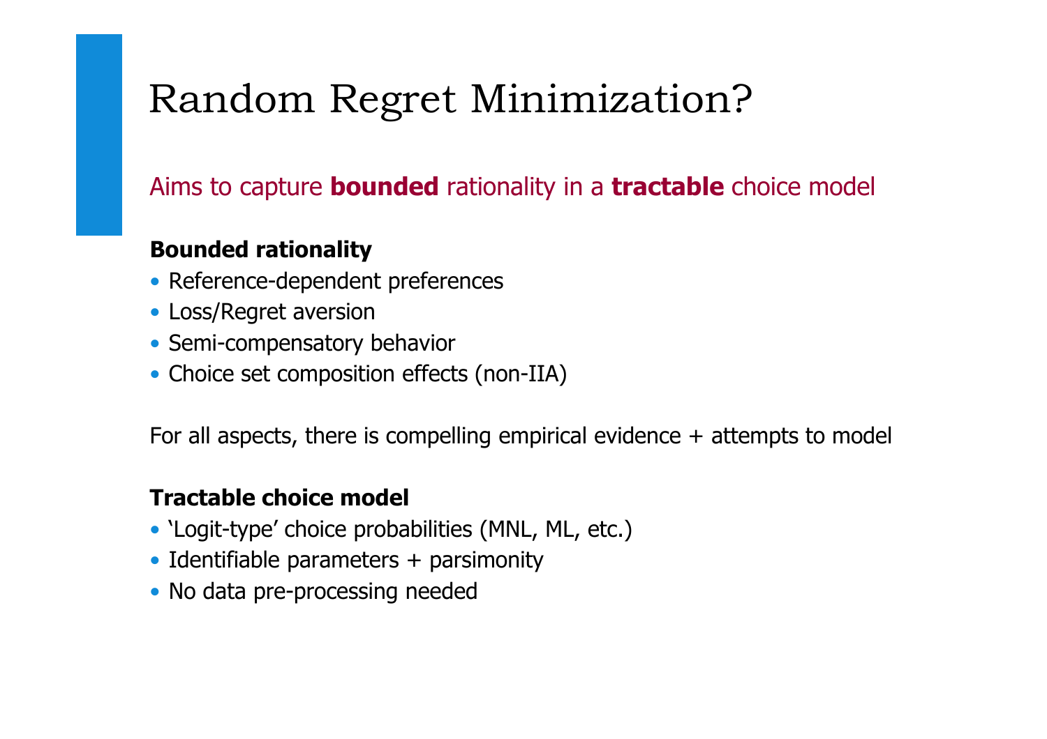# Random Regret Minimization?

Aims to capture **bounded** rationality in a **tractable** choice model

**Bounded rationality**

- Reference-dependent preferences
- Loss/Regret aversion
- Semi-compensatory behavior
- Choice set composition effects (non-IIA)

For all aspects, there is compelling empirical evidence + attempts to model

**Tractable choice model**

- 'Logit-type' choice probabilities (MNL, ML, etc.)
- Identifiable parameters + parsimonity
- No data pre-processing needed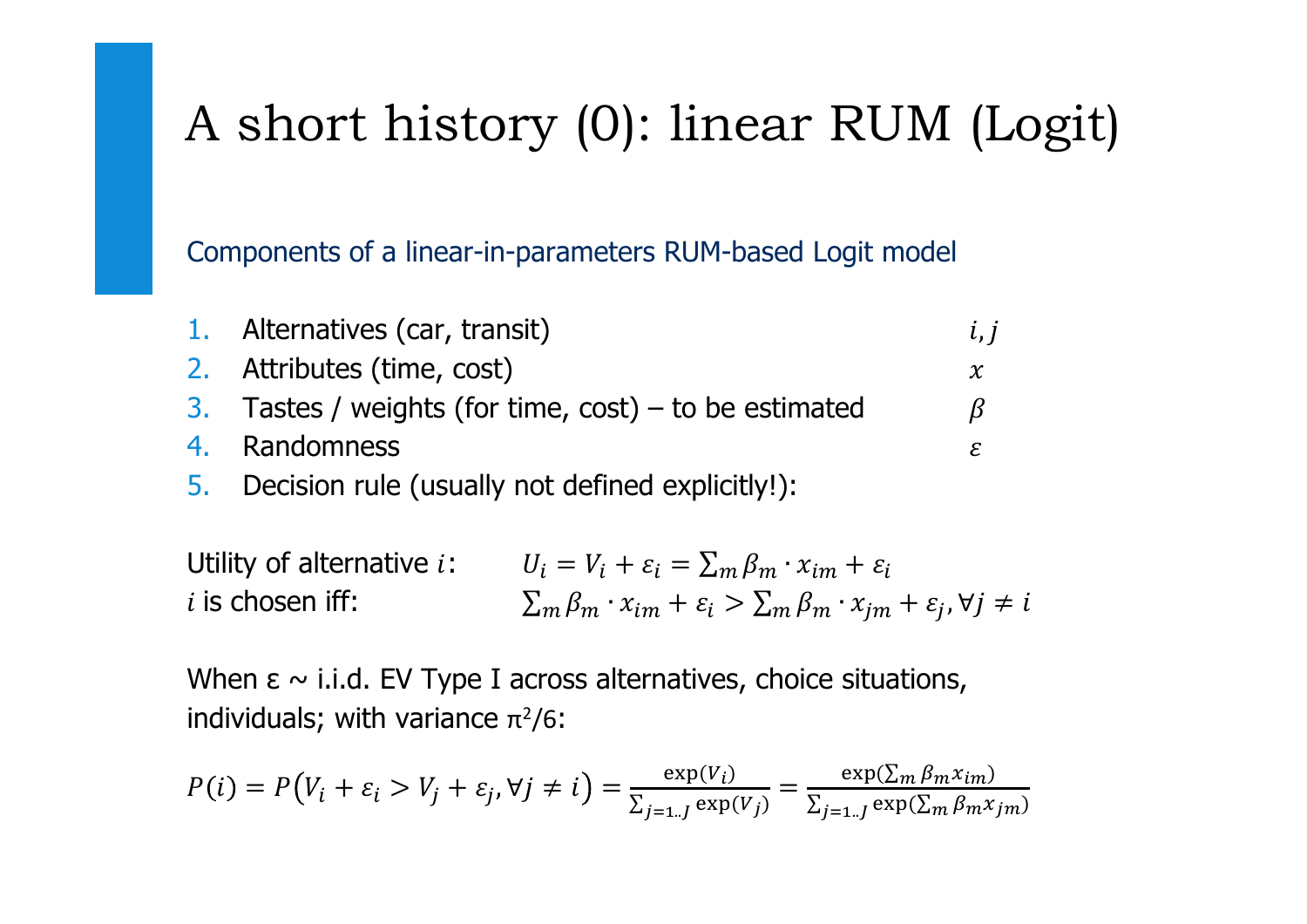# A short history (0): linear RUM (Logit)

## Components of a linear-in-parameters RUM-based Logit model

1. Alternatives (car, transit) $i, j$
2. Attributes (time, cost) $x$
3. Tastes / weights (for time, cost) – to be estimated $\beta$
4. Randomness $\varepsilon$
5. Decision rule (usually not defined explicitly!):

Utility of alternative $i$: $U_i = V_i + \varepsilon_i = \sum_m \beta_m \cdot x_{im} + \varepsilon_i$

$i$ is chosen iff: $\sum_m \beta_m \cdot x_{im} + \varepsilon_i > \sum_m \beta_m \cdot x_{jm} + \varepsilon_j, \forall j \neq i$

When ε ~ i.i.d. EV Type I across alternatives, choice situations, individuals; with variance $\pi^2/6$:

$$P(i) = P\left(V_i + \varepsilon_i > V_j + \varepsilon_j, \forall j \neq i\right) = \frac{\exp(V_i)}{\sum_{j=1..J} \exp(V_j)} = \frac{\exp(\sum_m \beta_m x_{im})}{\sum_{j=1..J} \exp(\sum_m \beta_m x_{jm})}$$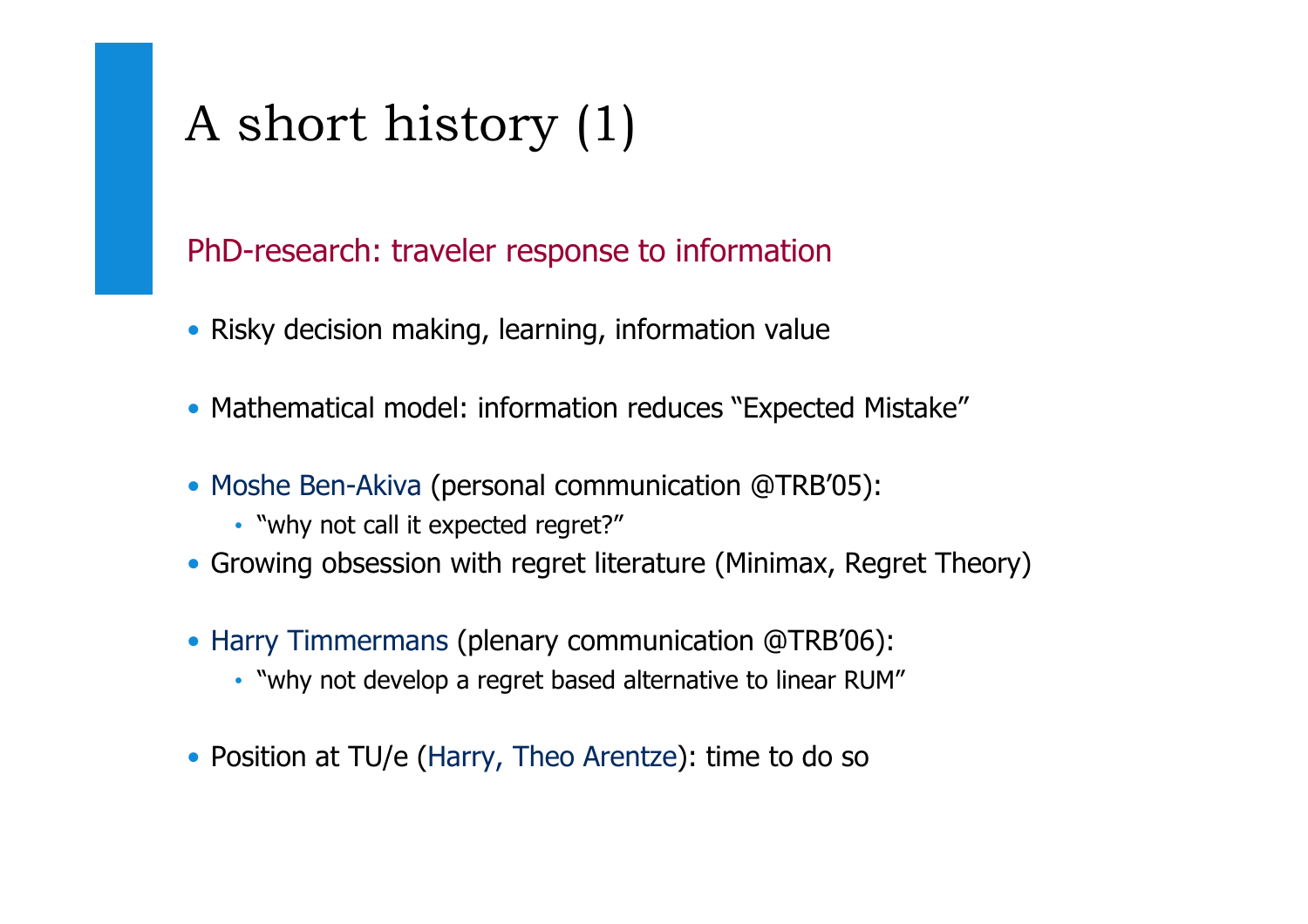# A short history (1)

## PhD-research: traveler response to information

- Risky decision making, learning, information value
- Mathematical model: information reduces "Expected Mistake"
- Moshe Ben-Akiva (personal communication @TRB'05):
  - "why not call it expected regret?"
- Growing obsession with regret literature (Minimax, Regret Theory)
- Harry Timmermans (plenary communication @TRB'06):
  - "why not develop a regret based alternative to linear RUM"
- Position at TU/e (Harry, Theo Arentze): time to do so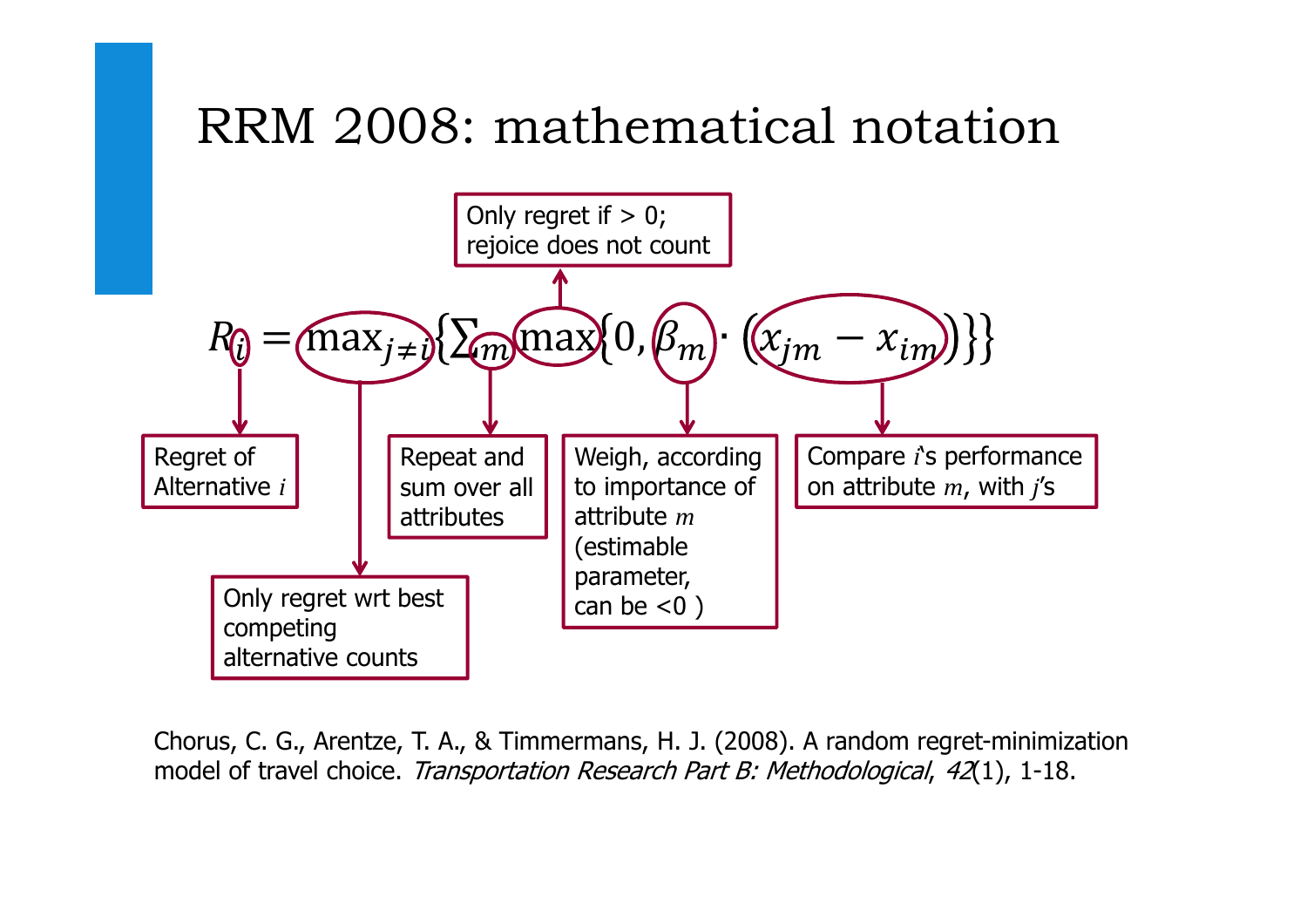# RRM 2008: mathematical notation

$$R_i = \max_{j \neq i}\left\{\sum_m \max\left\{0, \beta_m \cdot \left(x_{jm} - x_{im}\right)\right\}\right\}$$

- $R_i$: Regret of Alternative $i$
- $\max_{j \neq i}$: Only regret wrt best competing alternative counts
- $\sum_m$: Repeat and sum over all attributes
- $\max\{0, \ldots\}$: Only regret if > 0; rejoice does not count
- $\beta_m$: Weigh, according to importance of attribute $m$ (estimable parameter, can be <0 )
- $(x_{jm} - x_{im})$: Compare $i$'s performance on attribute $m$, with $j$'s

Chorus, C. G., Arentze, T. A., & Timmermans, H. J. (2008). A random regret-minimization model of travel choice. *Transportation Research Part B: Methodological*, *42*(1), 1-18.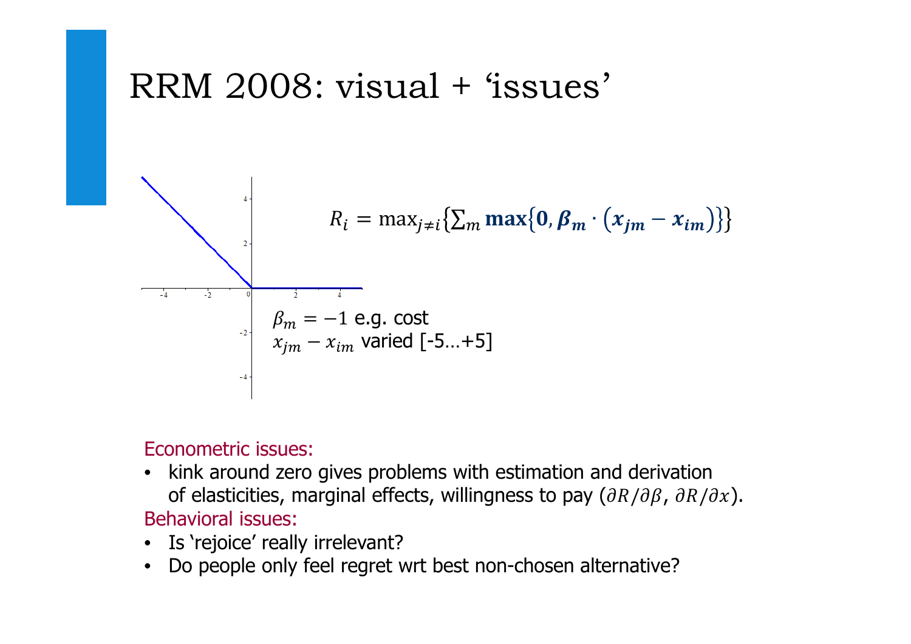# RRM 2008: visual + 'issues'

$$R_i = \max_{j \neq i} \left\{ \sum_m \mathbf{max}\left\{ \mathbf{0}, \boldsymbol{\beta_m} \cdot \left( \boldsymbol{x_{jm}} - \boldsymbol{x_{im}} \right) \right\} \right\}$$

$\beta_m = -1$ e.g. cost
$x_{jm} - x_{im}$ varied [-5…+5]

Econometric issues:

- kink around zero gives problems with estimation and derivation of elasticities, marginal effects, willingness to pay ($\partial R / \partial \beta$, $\partial R / \partial x$).

Behavioral issues:

- Is 'rejoice' really irrelevant?
- Do people only feel regret wrt best non-chosen alternative?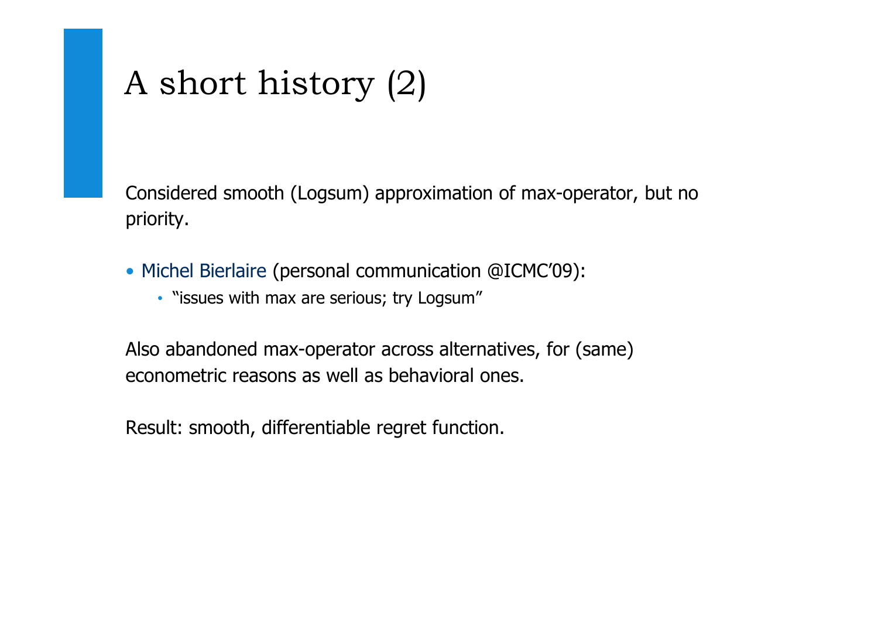# A short history (2)

Considered smooth (Logsum) approximation of max-operator, but no priority.

- Michel Bierlaire (personal communication @ICMC’09):
  - “issues with max are serious; try Logsum”

Also abandoned max-operator across alternatives, for (same) econometric reasons as well as behavioral ones.

Result: smooth, differentiable regret function.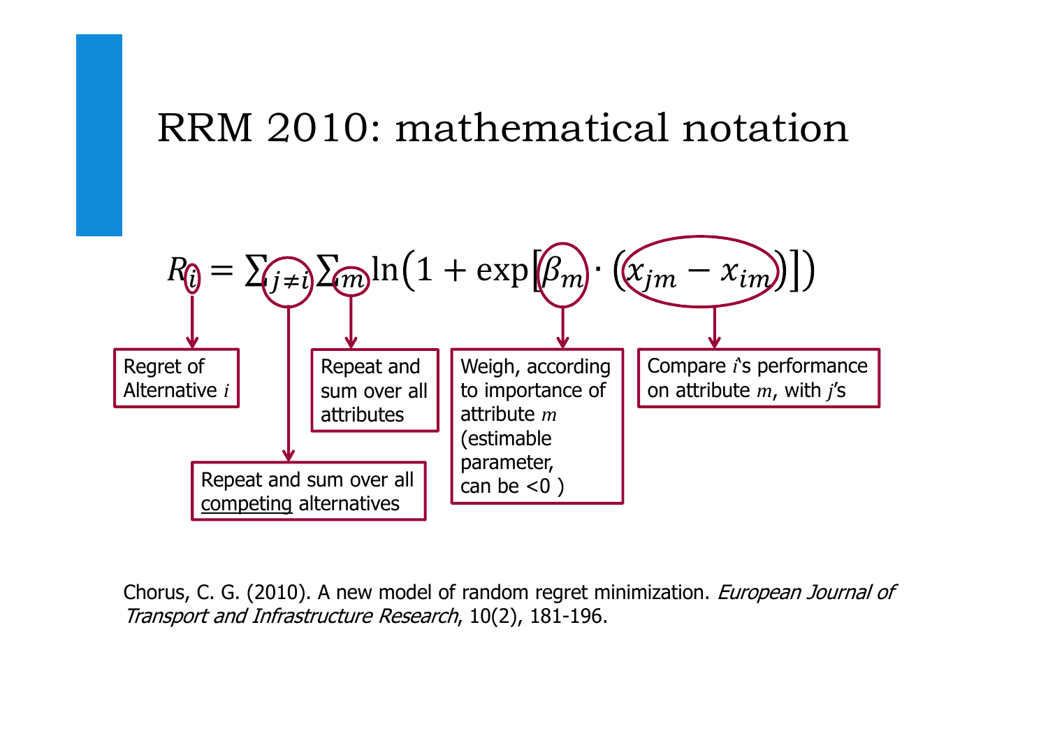# RRM 2010: mathematical notation

$$R_i = \sum_{j \neq i} \sum_m \ln\left(1 + \exp\left[\beta_m \cdot \left(x_{jm} - x_{im}\right)\right]\right)$$

- $i$: Regret of Alternative $i$
- $j \neq i$: Repeat and sum over all <u>competing</u> alternatives
- $m$: Repeat and sum over all attributes
- $\beta_m$: Weigh, according to importance of attribute $m$ (estimable parameter, can be <0 )
- $x_{jm} - x_{im}$: Compare $i$'s performance on attribute $m$, with $j$'s

Chorus, C. G. (2010). A new model of random regret minimization. *European Journal of Transport and Infrastructure Research*, 10(2), 181-196.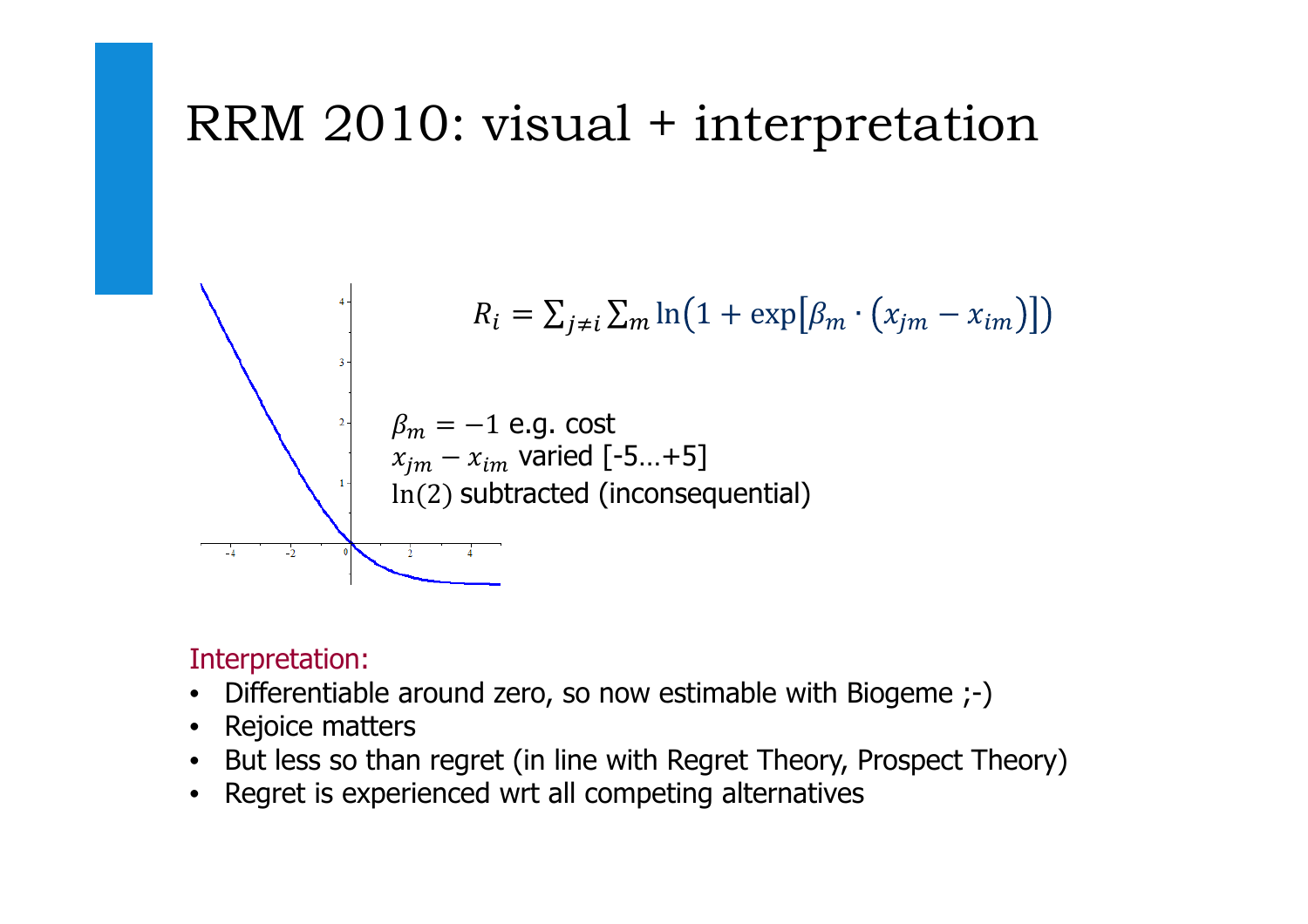# RRM 2010: visual + interpretation

$$R_i = \sum_{j \neq i} \sum_m \ln\left(1 + \exp\left[\beta_m \cdot \left(x_{jm} - x_{im}\right)\right]\right)$$

$\beta_m = -1$ e.g. cost
$x_{jm} - x_{im}$ varied [-5…+5]
$\ln(2)$ subtracted (inconsequential)

Interpretation:

- Differentiable around zero, so now estimable with Biogeme ;-)
- Rejoice matters
- But less so than regret (in line with Regret Theory, Prospect Theory)
- Regret is experienced wrt all competing alternatives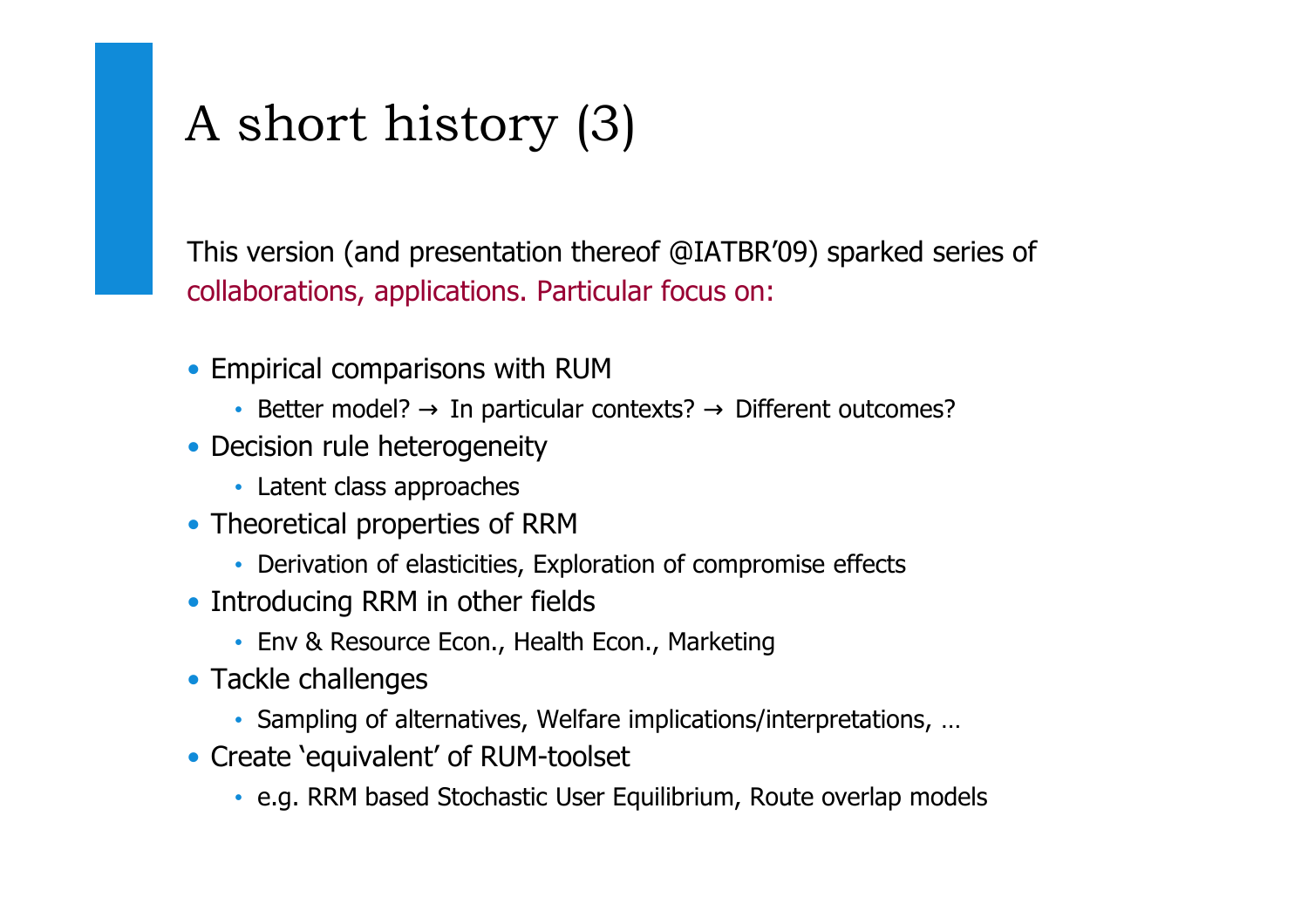# A short history (3)

This version (and presentation thereof @IATBR’09) sparked series of collaborations, applications. Particular focus on:

- Empirical comparisons with RUM
  - Better model? → In particular contexts? → Different outcomes?
- Decision rule heterogeneity
  - Latent class approaches
- Theoretical properties of RRM
  - Derivation of elasticities, Exploration of compromise effects
- Introducing RRM in other fields
  - Env & Resource Econ., Health Econ., Marketing
- Tackle challenges
  - Sampling of alternatives, Welfare implications/interpretations, …
- Create ‘equivalent’ of RUM-toolset
  - e.g. RRM based Stochastic User Equilibrium, Route overlap models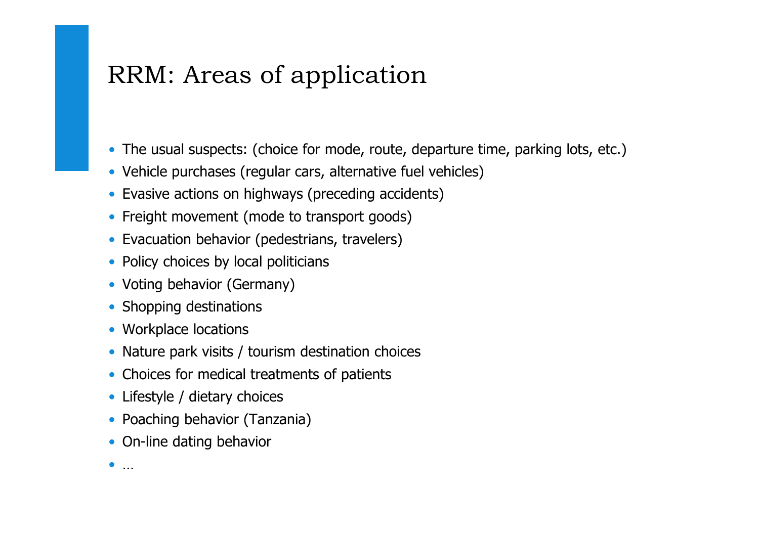# RRM: Areas of application

- The usual suspects: (choice for mode, route, departure time, parking lots, etc.)
- Vehicle purchases (regular cars, alternative fuel vehicles)
- Evasive actions on highways (preceding accidents)
- Freight movement (mode to transport goods)
- Evacuation behavior (pedestrians, travelers)
- Policy choices by local politicians
- Voting behavior (Germany)
- Shopping destinations
- Workplace locations
- Nature park visits / tourism destination choices
- Choices for medical treatments of patients
- Lifestyle / dietary choices
- Poaching behavior (Tanzania)
- On-line dating behavior
- …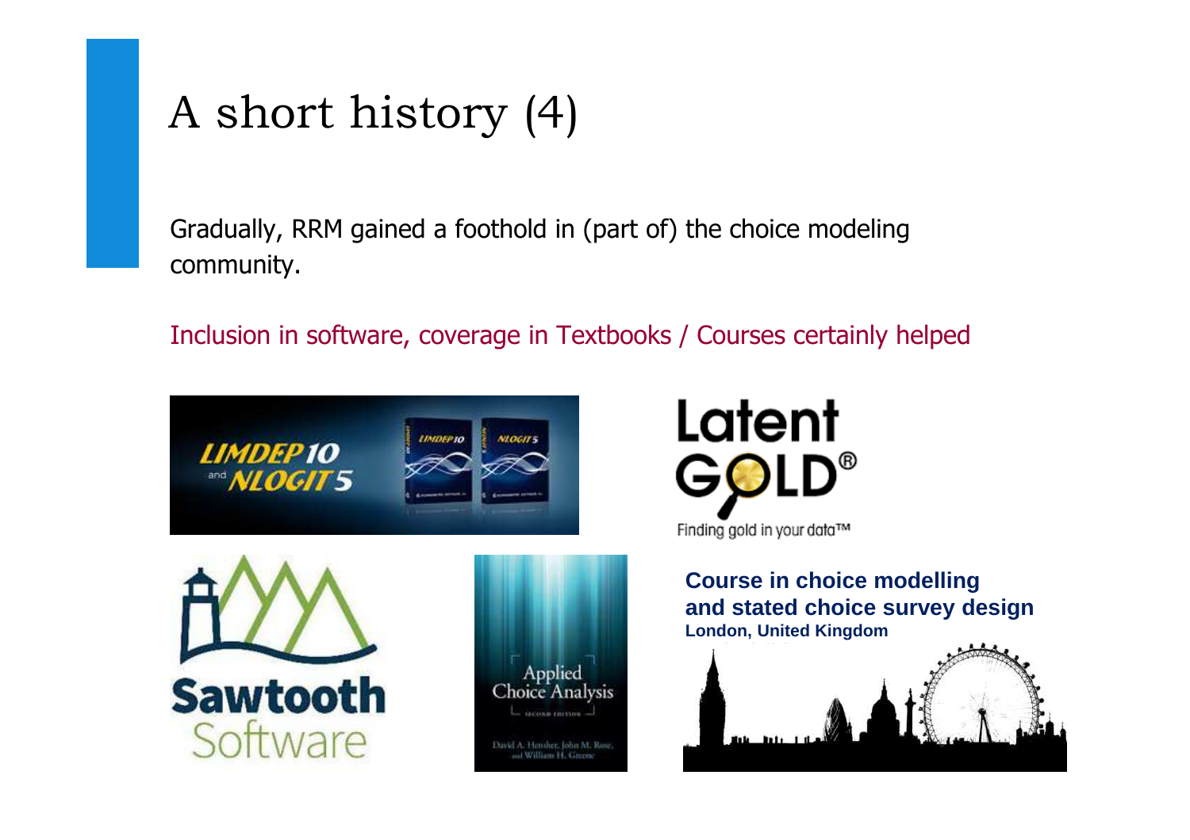# A short history (4)

Gradually, RRM gained a foothold in (part of) the choice modeling community.

Inclusion in software, coverage in Textbooks / Courses certainly helped

LIMDEP 10 and NLOGIT 5

Latent GOLD®

Finding gold in your data™

Sawtooth Software

Applied Choice Analysis

Second Edition

David A. Hensher, John M. Rose, and William H. Greene

**Course in choice modelling and stated choice survey design**

**London, United Kingdom**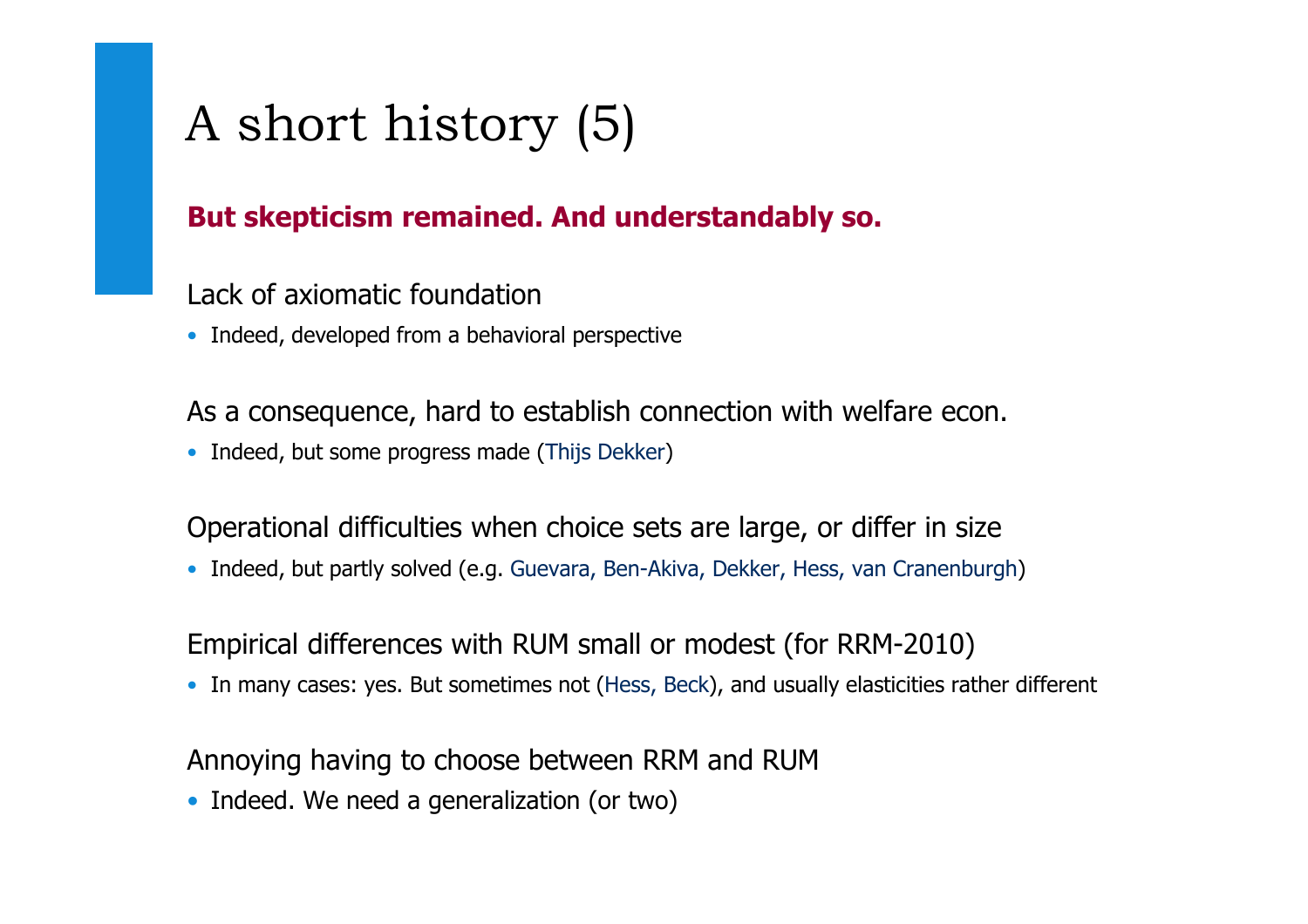# A short history (5)

**But skepticism remained. And understandably so.**

Lack of axiomatic foundation

- Indeed, developed from a behavioral perspective

As a consequence, hard to establish connection with welfare econ.

- Indeed, but some progress made (Thijs Dekker)

Operational difficulties when choice sets are large, or differ in size

- Indeed, but partly solved (e.g. Guevara, Ben-Akiva, Dekker, Hess, van Cranenburgh)

Empirical differences with RUM small or modest (for RRM-2010)

- In many cases: yes. But sometimes not (Hess, Beck), and usually elasticities rather different

Annoying having to choose between RRM and RUM

- Indeed. We need a generalization (or two)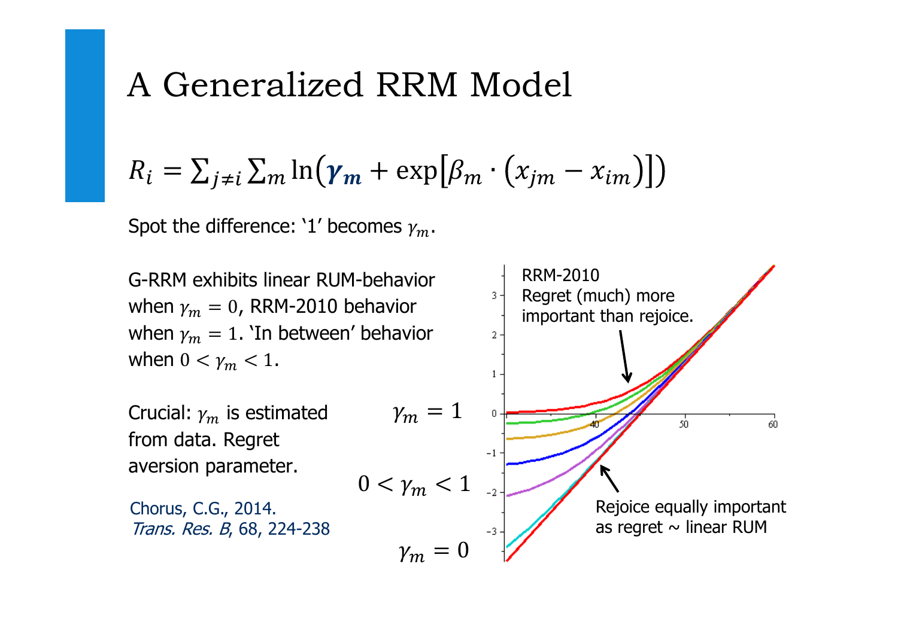# A Generalized RRM Model

$$R_i = \sum_{j \neq i} \sum_m \ln\left(\boldsymbol{\gamma_m} + \exp\left[\beta_m \cdot \left(x_{jm} - x_{im}\right)\right]\right)$$

Spot the difference: '1' becomes $\gamma_m$.

G-RRM exhibits linear RUM-behavior when $\gamma_m = 0$, RRM-2010 behavior when $\gamma_m = 1$. 'In between' behavior when $0 < \gamma_m < 1$.

Crucial: $\gamma_m$ is estimated from data. Regret aversion parameter.

Chorus, C.G., 2014. *Trans. Res. B*, 68, 224-238

$\gamma_m = 1$

$0 < \gamma_m < 1$

$\gamma_m = 0$

RRM-2010
Regret (much) more important than rejoice.

Rejoice equally important as regret ~ linear RUM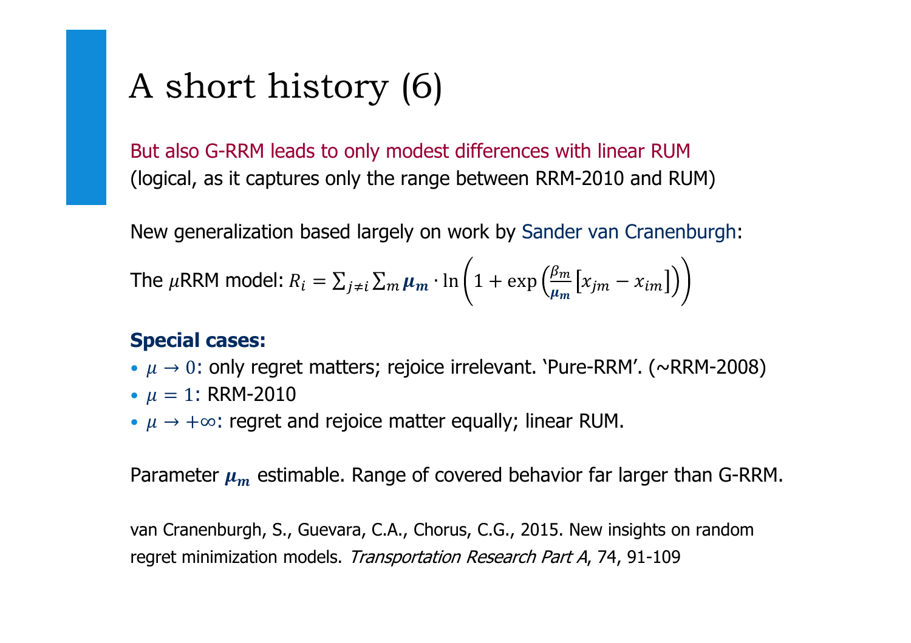# A short history (6)

But also G-RRM leads to only modest differences with linear RUM
(logical, as it captures only the range between RRM-2010 and RUM)

New generalization based largely on work by Sander van Cranenburgh:

The $\mu$RRM model: $R_i = \sum_{j \neq i} \sum_m \boldsymbol{\mu_m} \cdot \ln\left(1 + \exp\left(\frac{\beta_m}{\boldsymbol{\mu_m}}\left[x_{jm} - x_{im}\right]\right)\right)$

**Special cases:**

- $\mu \rightarrow 0$: only regret matters; rejoice irrelevant. 'Pure-RRM'. (~RRM-2008)
- $\mu = 1$: RRM-2010
- $\mu \rightarrow +\infty$: regret and rejoice matter equally; linear RUM.

Parameter $\boldsymbol{\mu_m}$ estimable. Range of covered behavior far larger than G-RRM.

van Cranenburgh, S., Guevara, C.A., Chorus, C.G., 2015. New insights on random regret minimization models. *Transportation Research Part A*, 74, 91-109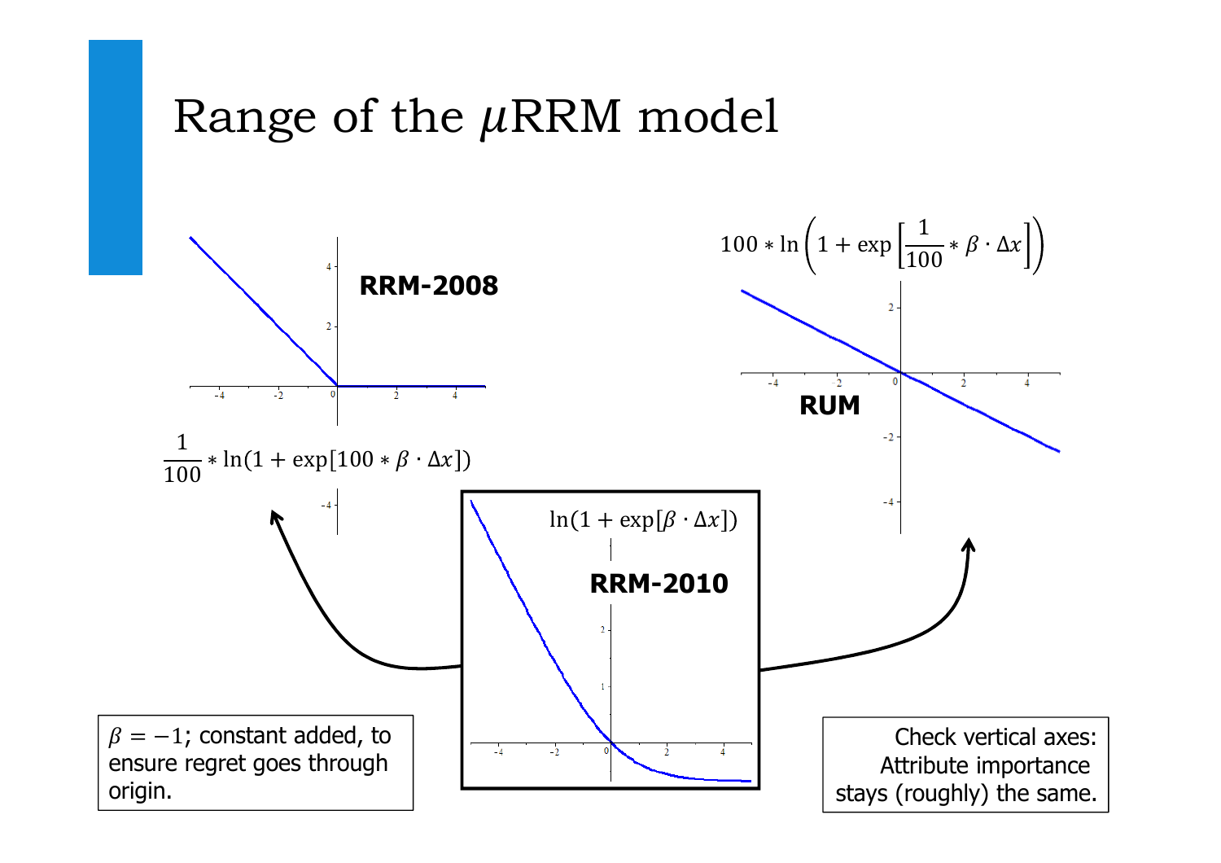# Range of the $\mu$RRM model

**RRM-2008**

$$\frac{1}{100} * \ln(1 + \exp[100 * \beta \cdot \Delta x])$$

**RRM-2010**

$$\ln(1 + \exp[\beta \cdot \Delta x])$$

**RUM**

$$100 * \ln\left(1 + \exp\left[\frac{1}{100} * \beta \cdot \Delta x\right]\right)$$

$\beta = -1$; constant added, to ensure regret goes through origin.

Check vertical axes: Attribute importance stays (roughly) the same.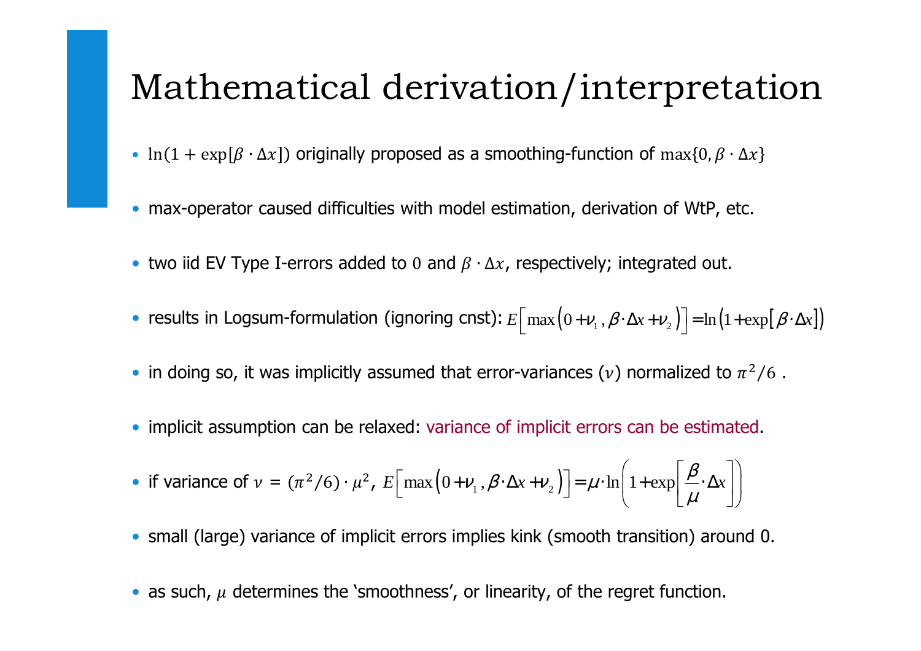# Mathematical derivation/interpretation

- $\ln(1+\exp[\beta \cdot \Delta x])$ originally proposed as a smoothing-function of $\max\{0, \beta \cdot \Delta x\}$
- max-operator caused difficulties with model estimation, derivation of WtP, etc.
- two iid EV Type I-errors added to $0$ and $\beta \cdot \Delta x$, respectively; integrated out.
- results in Logsum-formulation (ignoring cnst): $E\left[\max\left(0+\nu_1, \beta \cdot \Delta x + \nu_2\right)\right] = \ln\left(1+\exp\left[\beta \cdot \Delta x\right]\right)$
- in doing so, it was implicitly assumed that error-variances ($\nu$) normalized to $\pi^2/6$ .
- implicit assumption can be relaxed: variance of implicit errors can be estimated.
- if variance of $\nu = (\pi^2/6) \cdot \mu^2$, $E\left[\max\left(0+\nu_1, \beta \cdot \Delta x + \nu_2\right)\right] = \mu \cdot \ln\left(1+\exp\left[\frac{\beta}{\mu} \cdot \Delta x\right]\right)$
- small (large) variance of implicit errors implies kink (smooth transition) around 0.
- as such, $\mu$ determines the 'smoothness', or linearity, of the regret function.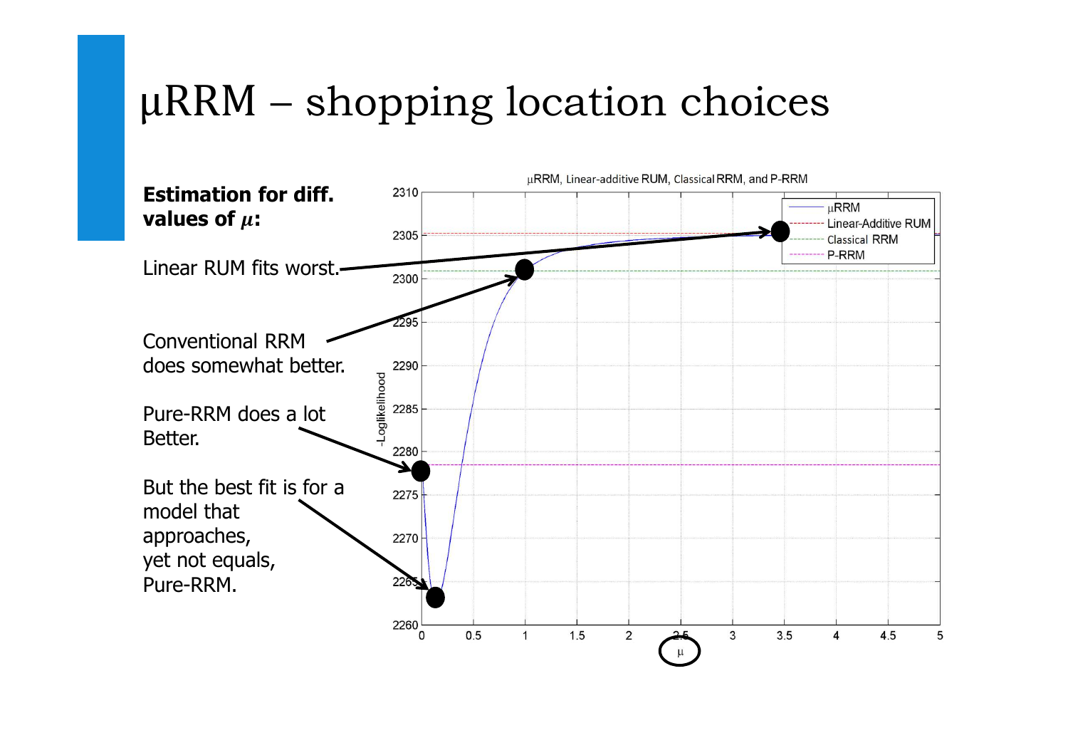# µRRM – shopping location choices

**Estimation for diff. values of $\mu$:**

Linear RUM fits worst.

Conventional RRM does somewhat better.

Pure-RRM does a lot Better.

But the best fit is for a model that approaches, yet not equals, Pure-RRM.

µRRM, Linear-additive RUM, Classical RRM, and P-RRM

| Legend |
| --- |
| µRRM |
| Linear-Additive RUM |
| Classical RRM |
| P-RRM |

-Loglikelihood (y-axis: 2260–2310); µ (x-axis: 0–5)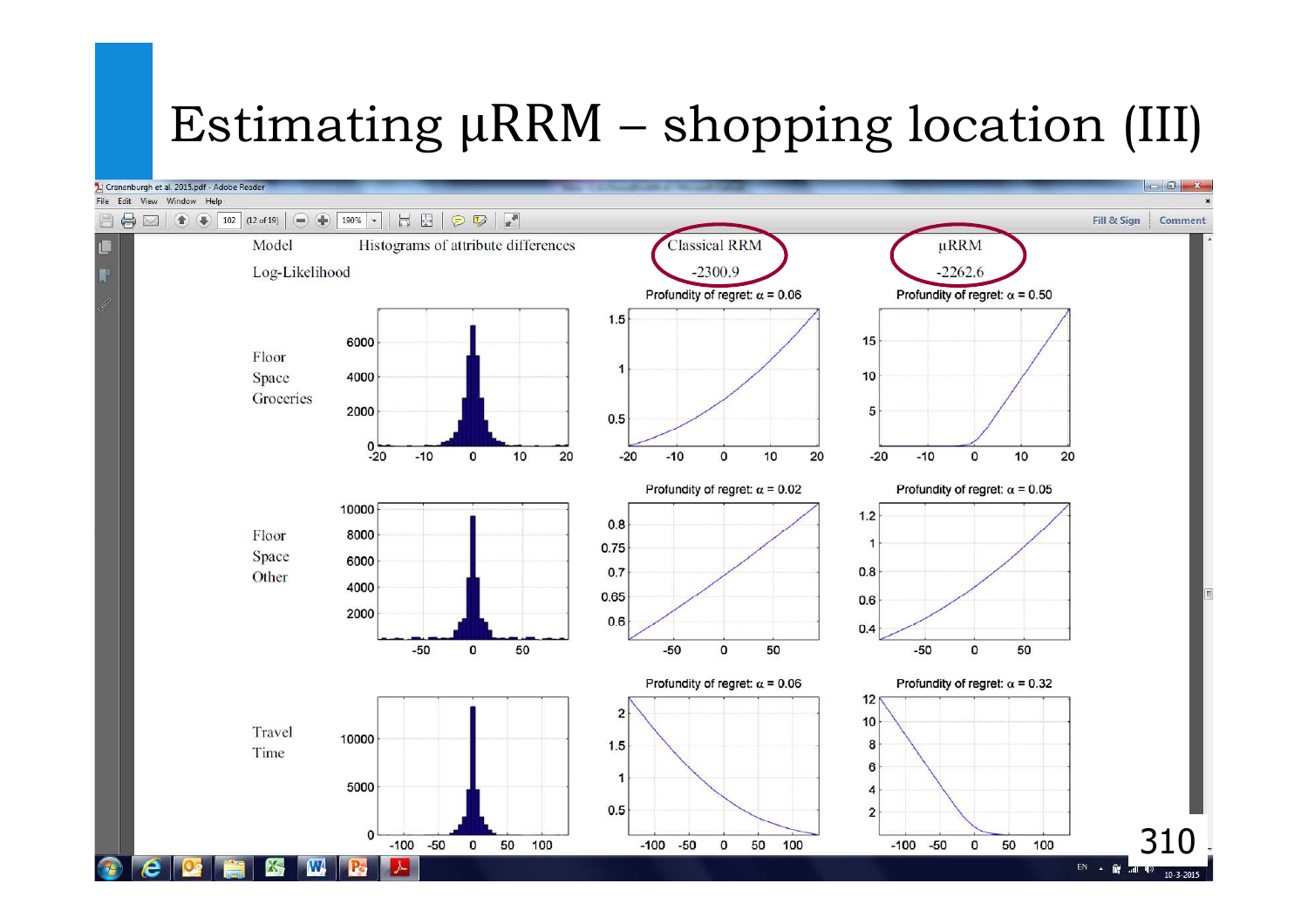# Estimating μRRM – shopping location (III)

| Model | Histograms of attribute differences | Classical RRM | μRRM |
|---|---|---|---|
| Log-Likelihood | | -2300.9 | -2262.6 |
| Floor Space Groceries | | Profundity of regret: $\alpha = 0.06$ | Profundity of regret: $\alpha = 0.50$ |
| Floor Space Other | | Profundity of regret: $\alpha = 0.02$ | Profundity of regret: $\alpha = 0.05$ |
| Travel Time | | Profundity of regret: $\alpha = 0.06$ | Profundity of regret: $\alpha = 0.32$ |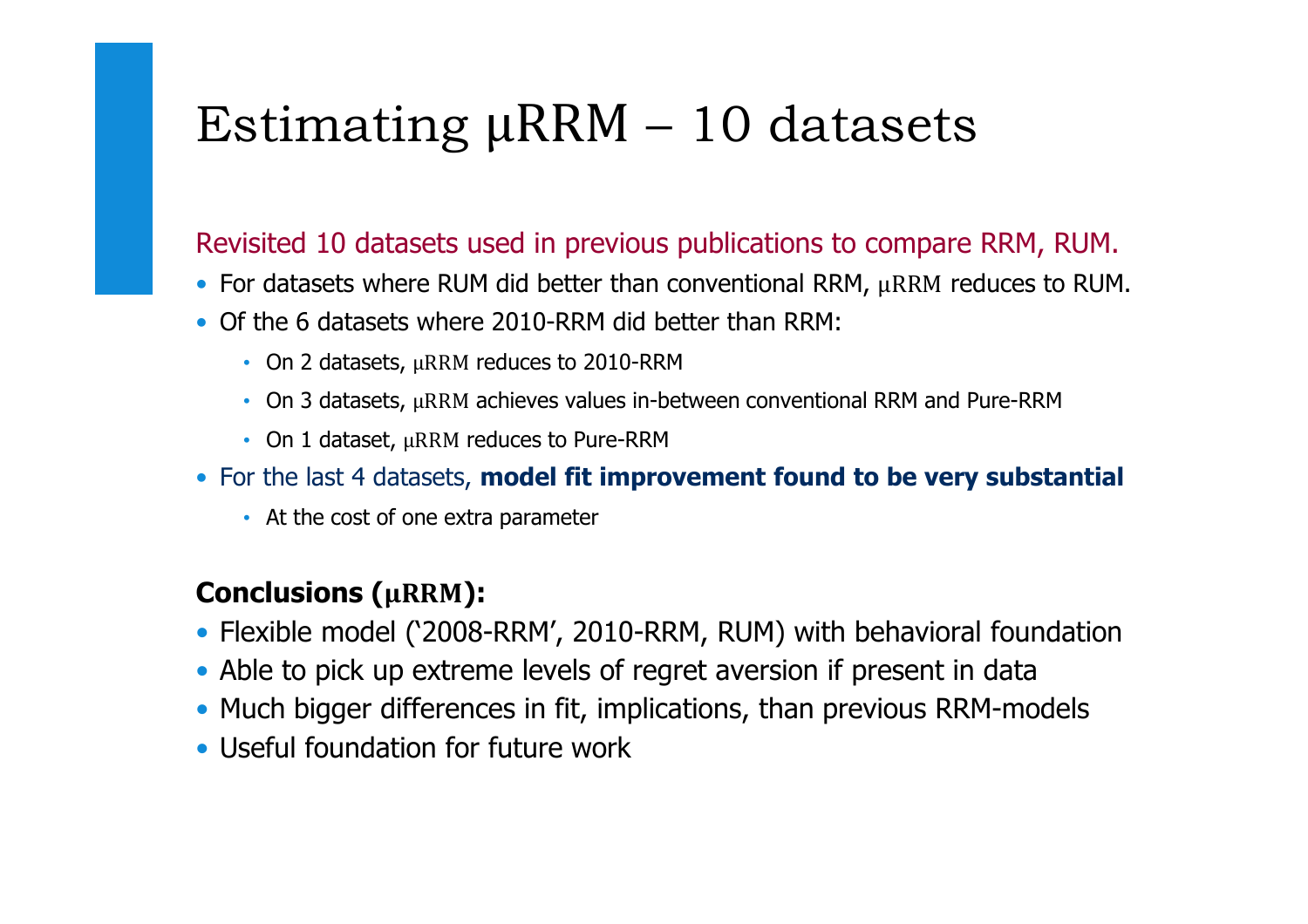# Estimating μRRM – 10 datasets

Revisited 10 datasets used in previous publications to compare RRM, RUM.

- For datasets where RUM did better than conventional RRM, μRRM reduces to RUM.
- Of the 6 datasets where 2010-RRM did better than RRM:
  - On 2 datasets, μRRM reduces to 2010-RRM
  - On 3 datasets, μRRM achieves values in-between conventional RRM and Pure-RRM
  - On 1 dataset, μRRM reduces to Pure-RRM
- For the last 4 datasets, **model fit improvement found to be very substantial**
  - At the cost of one extra parameter

**Conclusions (μRRM):**

- Flexible model (‘2008-RRM’, 2010-RRM, RUM) with behavioral foundation
- Able to pick up extreme levels of regret aversion if present in data
- Much bigger differences in fit, implications, than previous RRM-models
- Useful foundation for future work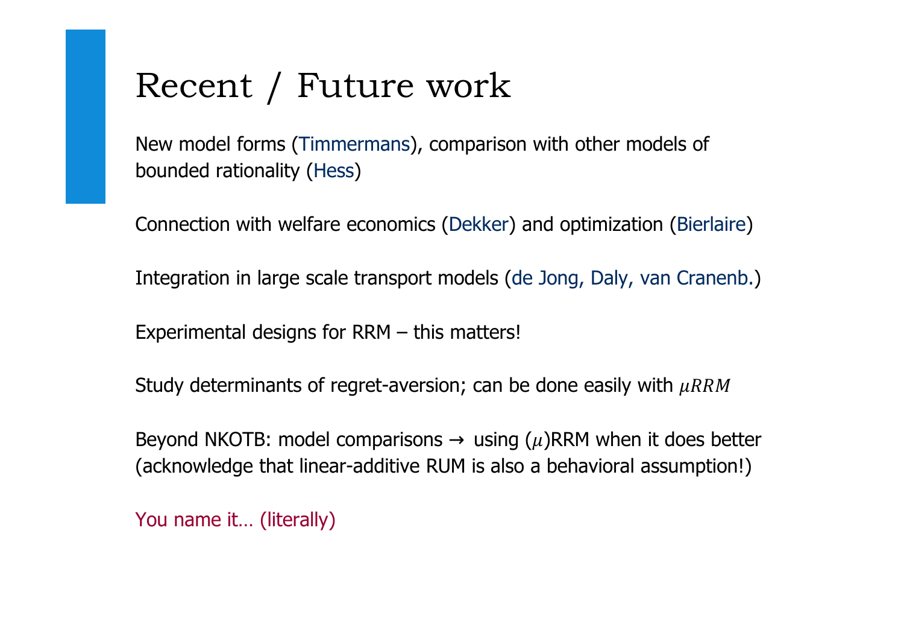# Recent / Future work

New model forms (Timmermans), comparison with other models of bounded rationality (Hess)

Connection with welfare economics (Dekker) and optimization (Bierlaire)

Integration in large scale transport models (de Jong, Daly, van Cranenb.)

Experimental designs for RRM – this matters!

Study determinants of regret-aversion; can be done easily with $\mu RRM$

Beyond NKOTB: model comparisons → using ($\mu$)RRM when it does better (acknowledge that linear-additive RUM is also a behavioral assumption!)

You name it… (literally)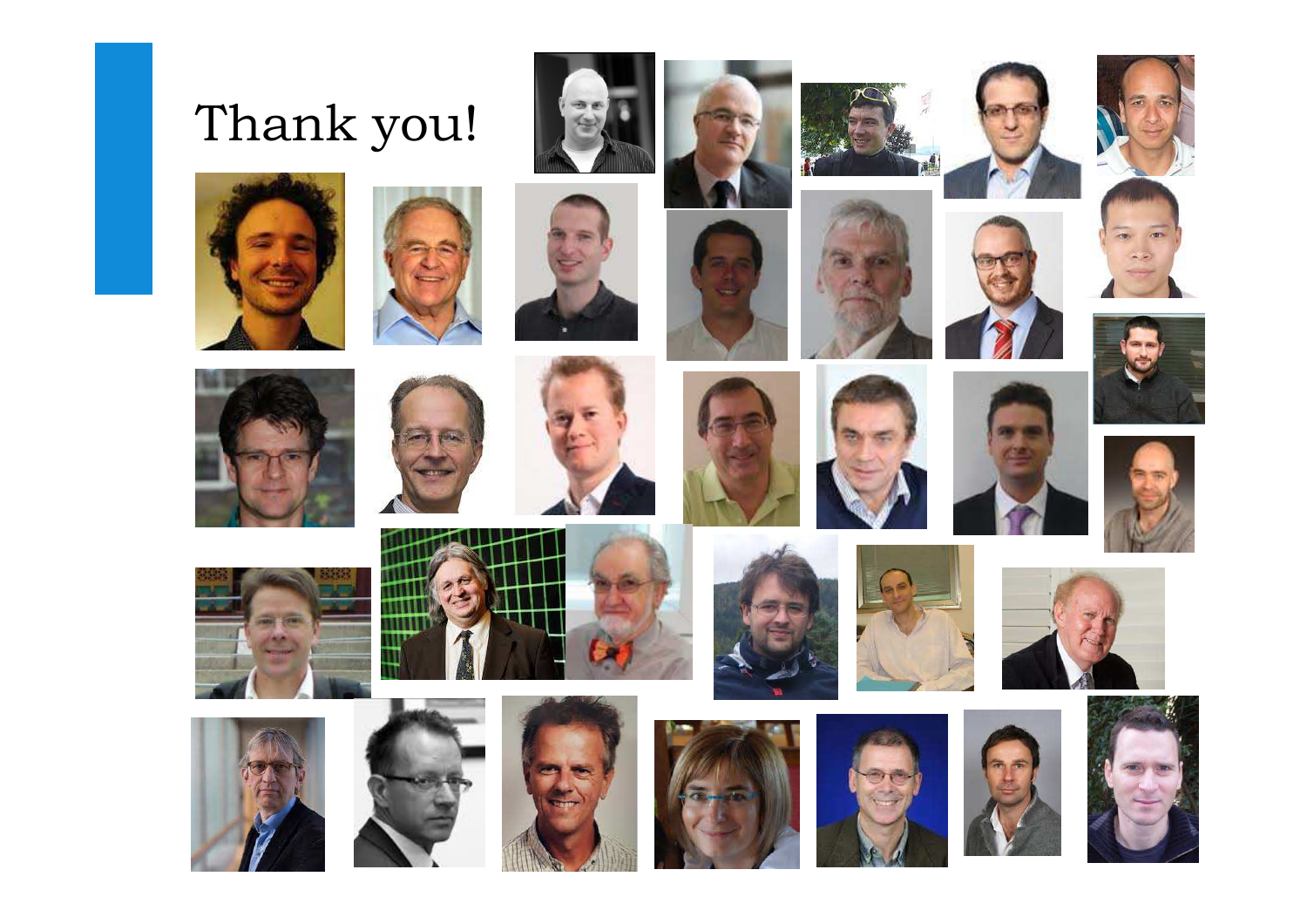# Thank you!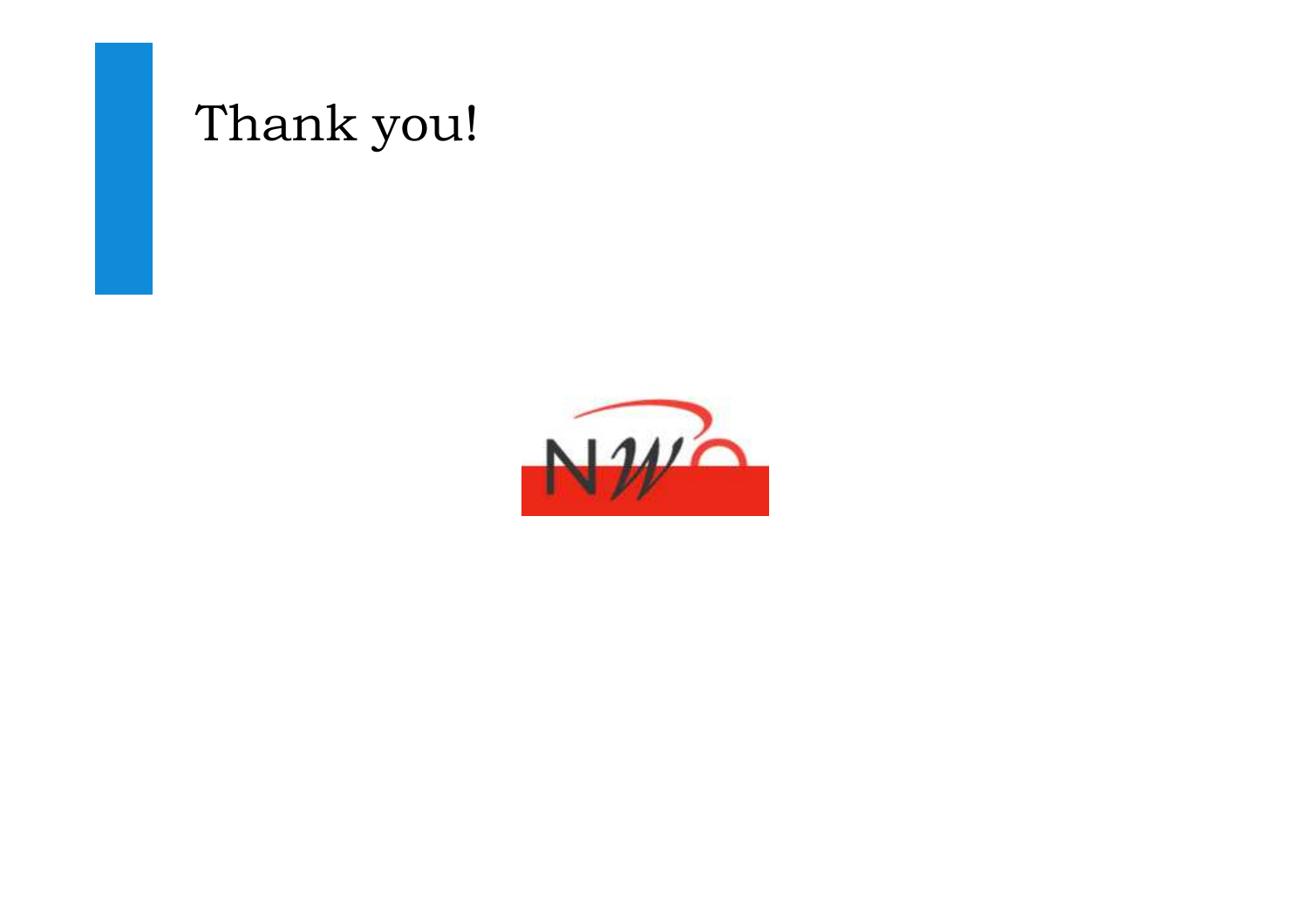# Thank you!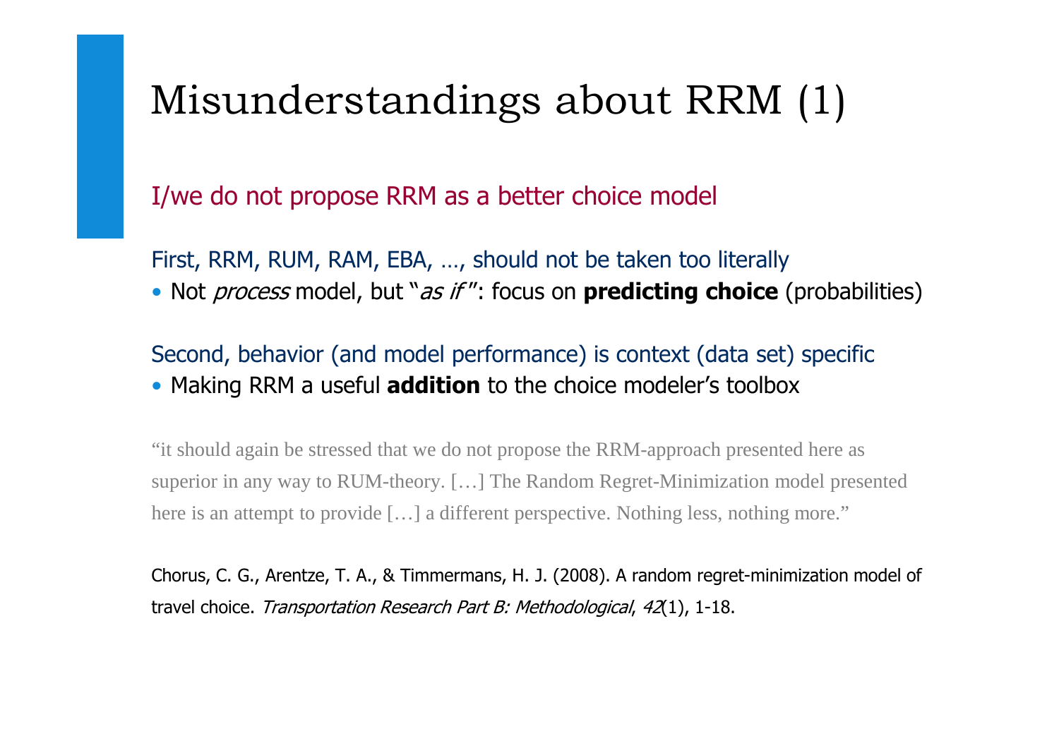# Misunderstandings about RRM (1)

I/we do not propose RRM as a better choice model

First, RRM, RUM, RAM, EBA, …, should not be taken too literally

- Not *process* model, but "*as if*": focus on **predicting choice** (probabilities)

Second, behavior (and model performance) is context (data set) specific

- Making RRM a useful **addition** to the choice modeler's toolbox

"it should again be stressed that we do not propose the RRM-approach presented here as superior in any way to RUM-theory. […] The Random Regret-Minimization model presented here is an attempt to provide […] a different perspective. Nothing less, nothing more."

Chorus, C. G., Arentze, T. A., & Timmermans, H. J. (2008). A random regret-minimization model of travel choice. *Transportation Research Part B: Methodological*, *42*(1), 1-18.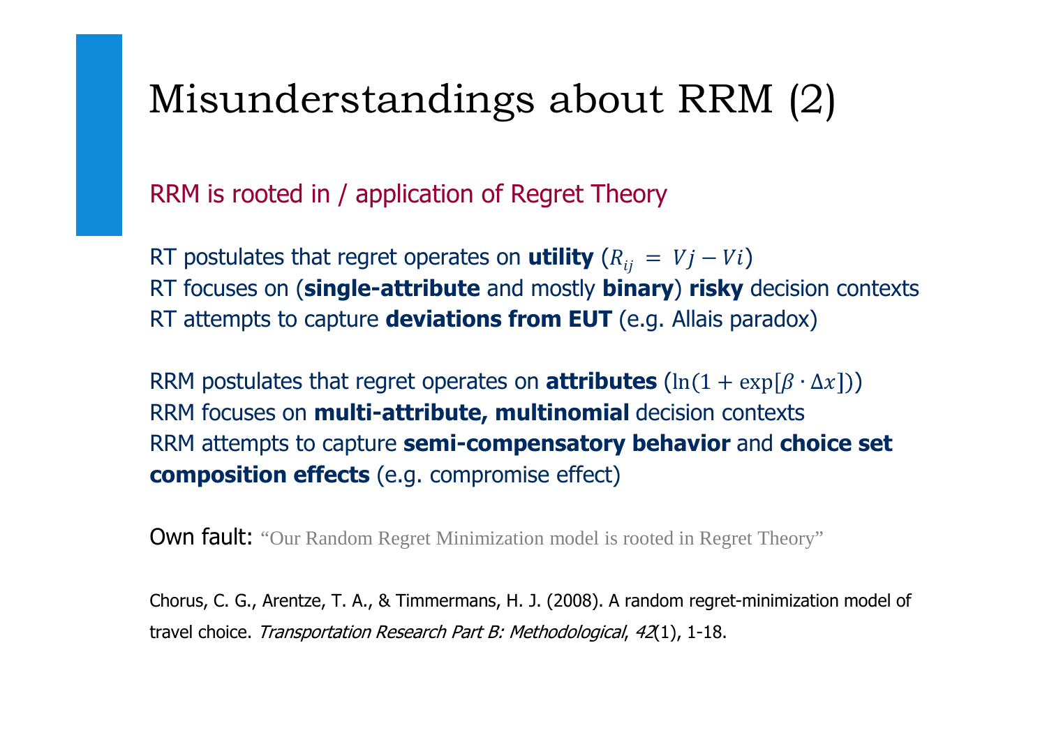# Misunderstandings about RRM (2)

RRM is rooted in / application of Regret Theory

RT postulates that regret operates on **utility** ($R_{ij} = Vj - Vi$)
RT focuses on (**single-attribute** and mostly **binary**) **risky** decision contexts
RT attempts to capture **deviations from EUT** (e.g. Allais paradox)

RRM postulates that regret operates on **attributes** ($\ln(1 + \exp[\beta \cdot \Delta x])$)
RRM focuses on **multi-attribute, multinomial** decision contexts
RRM attempts to capture **semi-compensatory behavior** and **choice set composition effects** (e.g. compromise effect)

Own fault: "Our Random Regret Minimization model is rooted in Regret Theory"

Chorus, C. G., Arentze, T. A., & Timmermans, H. J. (2008). A random regret-minimization model of travel choice. *Transportation Research Part B: Methodological*, *42*(1), 1-18.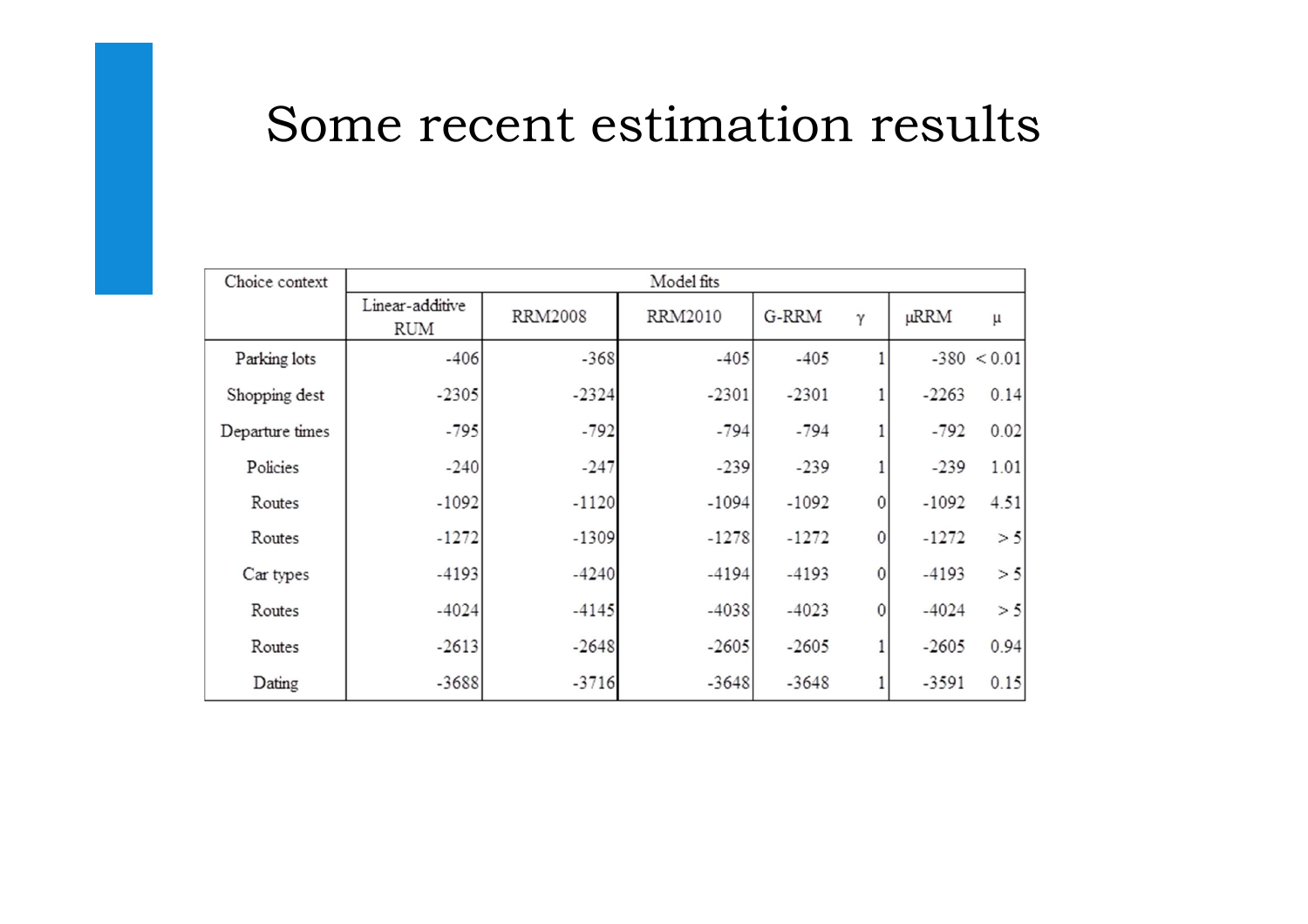# Some recent estimation results

| Choice context | Model fits | | | | | | |
|---|---|---|---|---|---|---|---|
| | Linear-additive RUM | RRM2008 | RRM2010 | G-RRM | $\gamma$ | μRRM | $\mu$ |
| Parking lots | -406 | -368 | -405 | -405 | 1 | -380 | < 0.01 |
| Shopping dest | -2305 | -2324 | -2301 | -2301 | 1 | -2263 | 0.14 |
| Departure times | -795 | -792 | -794 | -794 | 1 | -792 | 0.02 |
| Policies | -240 | -247 | -239 | -239 | 1 | -239 | 1.01 |
| Routes | -1092 | -1120 | -1094 | -1092 | 0 | -1092 | 4.51 |
| Routes | -1272 | -1309 | -1278 | -1272 | 0 | -1272 | > 5 |
| Car types | -4193 | -4240 | -4194 | -4193 | 0 | -4193 | > 5 |
| Routes | -4024 | -4145 | -4038 | -4023 | 0 | -4024 | > 5 |
| Routes | -2613 | -2648 | -2605 | -2605 | 1 | -2605 | 0.94 |
| Dating | -3688 | -3716 | -3648 | -3648 | 1 | -3591 | 0.15 |